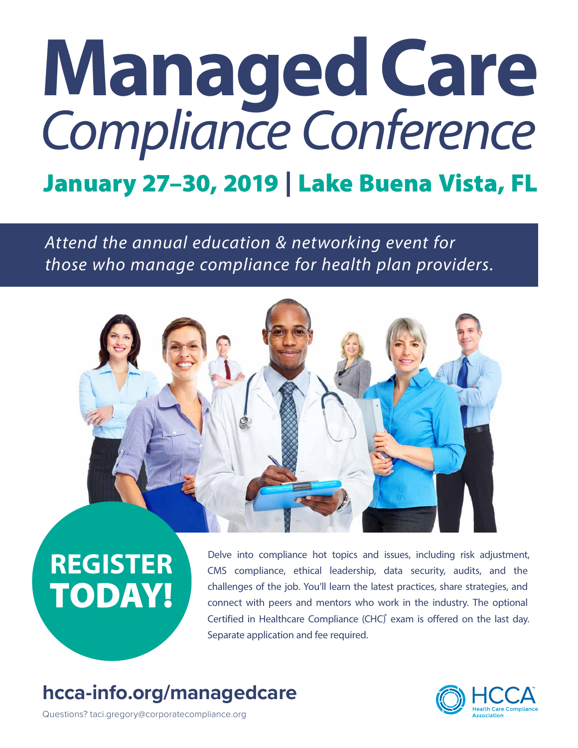# Managed Care
## *Compliance Conference*

### January 27–30, 2019 | Lake Buena Vista, FL

*Attend the annual education & networking event for those who manage compliance for health plan providers.*

**REGISTER TODAY!**

Delve into compliance hot topics and issues, including risk adjustment, CMS compliance, ethical leadership, data security, audits, and the challenges of the job. You'll learn the latest practices, share strategies, and connect with peers and mentors who work in the industry. The optional Certified in Healthcare Compliance (CHC)® exam is offered on the last day. Separate application and fee required.

**hcca-info.org/managedcare**

Questions? taci.gregory@corporatecompliance.org

HCCA Health Care Compliance Association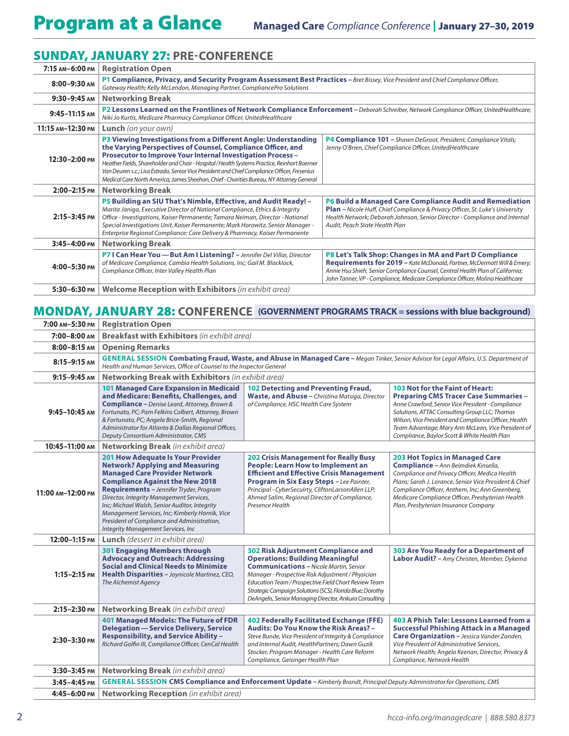# Program at a Glance

**Managed Care** *Compliance Conference* | **January 27–30, 2019**

## SUNDAY, JANUARY 27: PRE-CONFERENCE

| Time | Session | |
|---|---|---|
| 7:15 AM–6:00 PM | **Registration Open** | |
| 8:00–9:30 AM | **P1 Compliance, Privacy, and Security Program Assessment Best Practices** – *Bret Bissey, Vice President and Chief Compliance Officer, Gateway Health; Kelly McLendon, Managing Partner, CompliancePro Solutions* | |
| 9:30–9:45 AM | **Networking Break** | |
| 9:45–11:15 AM | **P2 Lessons Learned on the Frontlines of Network Compliance Enforcement** – *Deborah Schreiber, Network Compliance Officer, UnitedHealthcare; Niki Jo Kurtis, Medicare Pharmacy Compliance Officer, UnitedHealthcare* | |
| 11:15 AM–12:30 PM | **Lunch** *(on your own)* | |
| 12:30–2:00 PM | **P3 Viewing Investigations from a Different Angle: Understanding the Varying Perspectives of Counsel, Compliance Officer, and Prosecutor to Improve Your Internal Investigation Process** – *Heather Fields, Shareholder and Chair - Hospital/Health Systems Practice, Reinhart Boerner Van Deuren s.c.; Lisa Estrada, Senior Vice President and Chief Compliance Officer, Fresenius Medical Care North America; James Sheehan, Chief - Charities Bureau, NY Attorney General* | **P4 Compliance 101** – *Shawn DeGroot, President, Compliance Vitals; Jenny O'Brien, Chief Compliance Officer, UnitedHealthcare* |
| 2:00–2:15 PM | **Networking Break** | |
| 2:15–3:45 PM | **P5 Building an SIU That's Nimble, Effective, and Audit Ready!** – *Marita Janiga, Executive Director of National Compliance, Ethics & Integrity Office - Investigations, Kaiser Permanente; Tamara Neiman, Director - National Special Investigations Unit, Kaiser Permanente; Mark Horowitz, Senior Manager - Enterprise Regional Compliance: Care Delivery & Pharmacy, Kaiser Permanente* | **P6 Build a Managed Care Compliance Audit and Remediation Plan** – *Nicole Huff, Chief Compliance & Privacy Officer, St. Luke's University Health Network; Deborah Johnson, Senior Director - Compliance and Internal Audit, Peach State Health Plan* |
| 3:45–4:00 PM | **Networking Break** | |
| 4:00–5:30 PM | **P7 I Can Hear You — But Am I Listening?** – *Jennifer Del Villar, Director of Medicare Compliance, Cambia Health Solutions, Inc; Gail M. Blacklock, Compliance Officer, Inter Valley Health Plan* | **P8 Let's Talk Shop: Changes in MA and Part D Compliance Requirements for 2019** – *Kate McDonald, Partner, McDermott Will & Emery; Annie Hsu Shieh, Senior Compliance Counsel, Central Health Plan of California; John Tanner, VP - Compliance, Medicare Compliance Officer, Molina Healthcare* |
| 5:30–6:30 PM | **Welcome Reception with Exhibitors** *(in exhibit area)* | |

## MONDAY, JANUARY 28: CONFERENCE (GOVERNMENT PROGRAMS TRACK = sessions with blue background)

| Time | Session | | |
|---|---|---|---|
| 7:00 AM–5:30 PM | **Registration Open** | | |
| 7:00–8:00 AM | **Breakfast with Exhibitors** *(in exhibit area)* | | |
| 8:00–8:15 AM | **Opening Remarks** | | |
| 8:15–9:15 AM | **GENERAL SESSION Combating Fraud, Waste, and Abuse in Managed Care** – *Megan Tinker, Senior Advisor for Legal Affairs, U.S. Department of Health and Human Services, Office of Counsel to the Inspector General* | | |
| 9:15–9:45 AM | **Networking Break with Exhibitors** *(in exhibit area)* | | |
| 9:45–10:45 AM | **101 Managed Care Expansion in Medicaid and Medicare: Benefits, Challenges, and Compliance** – *Denise Leard, Attorney, Brown & Fortunato, PC; Pam Felkins Colbert, Attorney, Brown & Fortunato, PC; Angela Brice-Smith, Regional Administrator for Atlanta & Dallas Regional Offices, Deputy Consortium Administrator, CMS* | **102 Detecting and Preventing Fraud, Waste, and Abuse** – *Christina Matsiga, Director of Compliance, HSC Health Care System* | **103 Not for the Faint of Heart: Preparing CMS Tracer Case Summaries** – *Anne Crawford, Senior Vice President - Compliance Solutions, ATTAC Consulting Group LLC; Thomas Wilson, Vice President and Compliance Officer, Health Team Advantage; Mary Ann McLean, Vice President of Compliance, Baylor Scott & White Health Plan* |
| 10:45–11:00 AM | **Networking Break** *(in exhibit area)* | | |
| 11:00 AM–12:00 PM | **201 How Adequate Is Your Provider Network? Applying and Measuring Managed Care Provider Network Compliance Against the New 2018 Requirements** – *Jennifer Tryder, Program Director, Integrity Management Services, Inc; Michael Walsh, Senior Auditor, Integrity Management Services, Inc; Kimberly Hornik, Vice President of Compliance and Administration, Integrity Management Services, Inc* | **202 Crisis Management for Really Busy People: Learn How to Implement an Efficient and Effective Crisis Management Program in Six Easy Steps** – *Lee Painter, Principal - CyberSecuirty, CliftonLarsonAllen LLP; Ahmed Salim, Regional Director of Compliance, Presence Health* | **203 Hot Topics in Managed Care Compliance** – *Ann Beimdiek Kinsella, Compliance and Privacy Officer, Medica Health Plans; Sarah J. Lorance, Senior Vice President & Chief Compliance Officer, Anthem, Inc; Ann Greenberg, Medicare Compliance Officer, Presbyterian Health Plan, Presbyterian Insurance Company* |
| 12:00–1:15 PM | **Lunch** *(dessert in exhibit area)* | | |
| 1:15–2:15 PM | **301 Engaging Members through Advocacy and Outreach: Addressing Social and Clinical Needs to Minimize Health Disparities** – *Joynicole Martinez, CEO, The Alchemist Agency* | **302 Risk Adjustment Compliance and Operations: Building Meaningful Communications** – *Nicole Martin, Senior Manager - Prospective Risk Adjustment / Physician Education Team / Prospective Field Chart Review Team Strategic Campaign Solutions (SCS), Florida Blue; Dorothy DeAngelis, Senior Managing Director, Ankura Consulting* | **303 Are You Ready for a Department of Labor Audit?** – *Amy Christen, Member, Dykema* |
| 2:15–2:30 PM | **Networking Break** *(in exhibit area)* | | |
| 2:30–3:30 PM | **401 Managed Models: The Future of FDR Delegation — Service Delivery, Service Responsibility, and Service Ability** – *Richard Golfin III, Compliance Officer, CenCal Health* | **402 Federally Facilitated Exchange (FFE) Audits: Do You Know the Risk Areas?** – *Steve Bunde, Vice President of Integrity & Compliance and Internal Audit, HealthPartners; Dawn Guzik Stocker, Program Manager - Health Care Reform Compliance, Geisinger Health Plan* | **403 A Phish Tale: Lessons Learned from a Successful Phishing Attack in a Managed Care Organization** – *Jessica Vander Zanden, Vice President of Administrative Services, Network Health; Angela Keenan, Director, Privacy & Compliance, Network Health* |
| 3:30–3:45 PM | **Networking Break** *(in exhibit area)* | | |
| 3:45–4:45 PM | **GENERAL SESSION CMS Compliance and Enforcement Update** – *Kimberly Brandt, Principal Deputy Administrator for Operations, CMS* | | |
| 4:45–6:00 PM | **Networking Reception** *(in exhibit area)* | | |

hcca-info.org/managedcare | 888.580.8373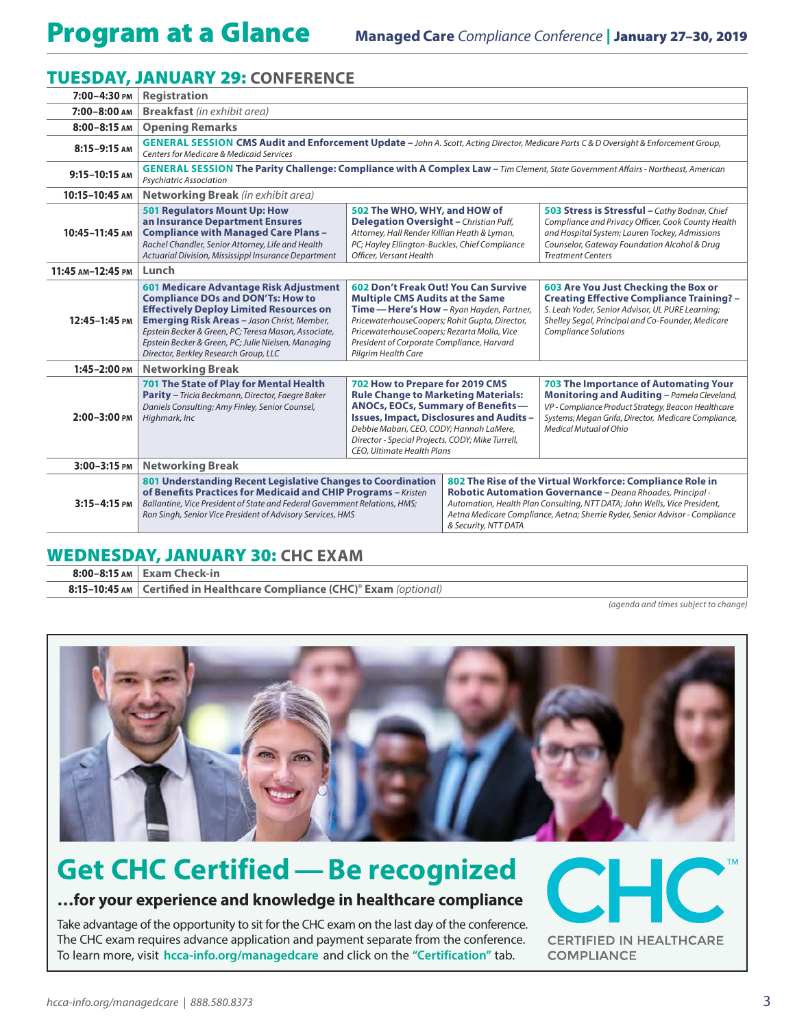# Program at a Glance

**Managed Care** *Compliance Conference* | **January 27–30, 2019**

## TUESDAY, JANUARY 29: CONFERENCE

| Time | Session | | |
|---|---|---|---|
| 7:00–4:30 PM | **Registration** | | |
| 7:00–8:00 AM | **Breakfast** *(in exhibit area)* | | |
| 8:00–8:15 AM | **Opening Remarks** | | |
| 8:15–9:15 AM | **GENERAL SESSION CMS Audit and Enforcement Update** – *John A. Scott, Acting Director, Medicare Parts C & D Oversight & Enforcement Group, Centers for Medicare & Medicaid Services* | | |
| 9:15–10:15 AM | **GENERAL SESSION The Parity Challenge: Compliance with A Complex Law** – *Tim Clement, State Government Affairs - Northeast, American Psychiatric Association* | | |
| 10:15–10:45 AM | **Networking Break** *(in exhibit area)* | | |
| 10:45–11:45 AM | **501 Regulators Mount Up: How an Insurance Department Ensures Compliance with Managed Care Plans** – *Rachel Chandler, Senior Attorney, Life and Health Actuarial Division, Mississippi Insurance Department* | **502 The WHO, WHY, and HOW of Delegation Oversight** – *Christian Puff, Attorney, Hall Render Killian Heath & Lyman, PC; Hayley Ellington-Buckles, Chief Compliance Officer, Versant Health* | **503 Stress is Stressful** – *Cathy Bodnar, Chief Compliance and Privacy Officer, Cook County Health and Hospital System; Lauren Tockey, Admissions Counselor, Gateway Foundation Alcohol & Drug Treatment Centers* |
| 11:45 AM–12:45 PM | **Lunch** | | |
| 12:45–1:45 PM | **601 Medicare Advantage Risk Adjustment Compliance DOs and DON'Ts: How to Effectively Deploy Limited Resources on Emerging Risk Areas** – *Jason Christ, Member, Epstein Becker & Green, PC; Teresa Mason, Associate, Epstein Becker & Green, PC; Julie Nielsen, Managing Director, Berkley Research Group, LLC* | **602 Don't Freak Out! You Can Survive Multiple CMS Audits at the Same Time — Here's How** – *Ryan Hayden, Partner, PricewaterhouseCoopers; Rohit Gupta, Director, PricewaterhouseCoopers; Rezarta Molla, Vice President of Corporate Compliance, Harvard Pilgrim Health Care* | **603 Are You Just Checking the Box or Creating Effective Compliance Training?** – *S. Leah Yoder, Senior Advisor, UL PURE Learning; Shelley Segal, Principal and Co-Founder, Medicare Compliance Solutions* |
| 1:45–2:00 PM | **Networking Break** | | |
| 2:00–3:00 PM | **701 The State of Play for Mental Health Parity** – *Tricia Beckmann, Director, Faegre Baker Daniels Consulting; Amy Finley, Senior Counsel, Highmark, Inc* | **702 How to Prepare for 2019 CMS Rule Change to Marketing Materials: ANOCs, EOCs, Summary of Benefits — Issues, Impact, Disclosures and Audits** – *Debbie Mabari, CEO, CODY; Hannah LaMere, Director - Special Projects, CODY; Mike Turrell, CEO, Ultimate Health Plans* | **703 The Importance of Automating Your Monitoring and Auditing** – *Pamela Cleveland, VP - Compliance Product Strategy, Beacon Healthcare Systems; Megan Grifa, Director, Medicare Compliance, Medical Mutual of Ohio* |
| 3:00–3:15 PM | **Networking Break** | | |
| 3:15–4:15 PM | **801 Understanding Recent Legislative Changes to Coordination of Benefits Practices for Medicaid and CHIP Programs** – *Kristen Ballantine, Vice President of State and Federal Government Relations, HMS; Ron Singh, Senior Vice President of Advisory Services, HMS* | **802 The Rise of the Virtual Workforce: Compliance Role in Robotic Automation Governance** – *Deana Rhoades, Principal - Automation, Health Plan Consulting, NTT DATA; John Wells, Vice President, Aetna Medicare Compliance, Aetna; Sherrie Ryder, Senior Advisor - Compliance & Security, NTT DATA* | |

## WEDNESDAY, JANUARY 30: CHC EXAM

| Time | Session |
|---|---|
| 8:00–8:15 AM | **Exam Check-in** |
| 8:15–10:45 AM | **Certified in Healthcare Compliance (CHC)® Exam** *(optional)* |

*(agenda and times subject to change)*

## Get CHC Certified — Be recognized

### …for your experience and knowledge in healthcare compliance

Take advantage of the opportunity to sit for the CHC exam on the last day of the conference. The CHC exam requires advance application and payment separate from the conference. To learn more, visit **hcca-info.org/managedcare** and click on the **"Certification"** tab.

CHC™ CERTIFIED IN HEALTHCARE COMPLIANCE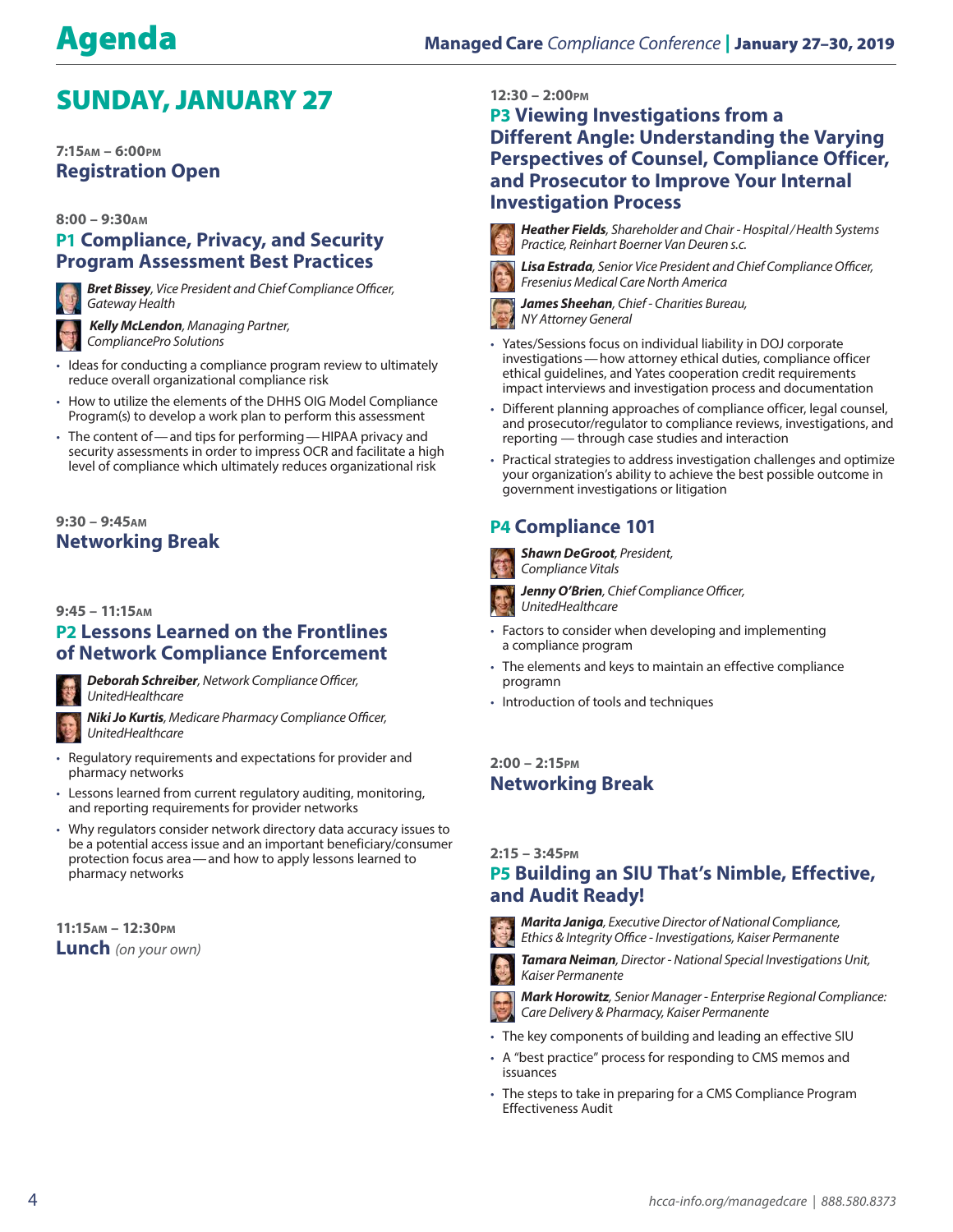# Agenda

## SUNDAY, JANUARY 27

**7:15AM – 6:00PM**
### Registration Open

**8:00 – 9:30AM**
### P1 Compliance, Privacy, and Security Program Assessment Best Practices

***Bret Bissey***, *Vice President and Chief Compliance Officer, Gateway Health*

***Kelly McLendon***, *Managing Partner, CompliancePro Solutions*

- Ideas for conducting a compliance program review to ultimately reduce overall organizational compliance risk
- How to utilize the elements of the DHHS OIG Model Compliance Program(s) to develop a work plan to perform this assessment
- The content of — and tips for performing — HIPAA privacy and security assessments in order to impress OCR and facilitate a high level of compliance which ultimately reduces organizational risk

**9:30 – 9:45AM**
### Networking Break

**9:45 – 11:15AM**
### P2 Lessons Learned on the Frontlines of Network Compliance Enforcement

***Deborah Schreiber***, *Network Compliance Officer, UnitedHealthcare*

***Niki Jo Kurtis***, *Medicare Pharmacy Compliance Officer, UnitedHealthcare*

- Regulatory requirements and expectations for provider and pharmacy networks
- Lessons learned from current regulatory auditing, monitoring, and reporting requirements for provider networks
- Why regulators consider network directory data accuracy issues to be a potential access issue and an important beneficiary/consumer protection focus area — and how to apply lessons learned to pharmacy networks

**11:15AM – 12:30PM**
### Lunch *(on your own)*

**12:30 – 2:00PM**
### P3 Viewing Investigations from a Different Angle: Understanding the Varying Perspectives of Counsel, Compliance Officer, and Prosecutor to Improve Your Internal Investigation Process

***Heather Fields***, *Shareholder and Chair - Hospital/Health Systems Practice, Reinhart Boerner Van Deuren s.c.*

***Lisa Estrada***, *Senior Vice President and Chief Compliance Officer, Fresenius Medical Care North America*

***James Sheehan***, *Chief - Charities Bureau, NY Attorney General*

- Yates/Sessions focus on individual liability in DOJ corporate investigations — how attorney ethical duties, compliance officer ethical guidelines, and Yates cooperation credit requirements impact interviews and investigation process and documentation
- Different planning approaches of compliance officer, legal counsel, and prosecutor/regulator to compliance reviews, investigations, and reporting — through case studies and interaction
- Practical strategies to address investigation challenges and optimize your organization's ability to achieve the best possible outcome in government investigations or litigation

### P4 Compliance 101

***Shawn DeGroot***, *President, Compliance Vitals*

***Jenny O'Brien***, *Chief Compliance Officer, UnitedHealthcare*

- Factors to consider when developing and implementing a compliance program
- The elements and keys to maintain an effective compliance programn
- Introduction of tools and techniques

**2:00 – 2:15PM**
### Networking Break

**2:15 – 3:45PM**
### P5 Building an SIU That's Nimble, Effective, and Audit Ready!

***Marita Janiga***, *Executive Director of National Compliance, Ethics & Integrity Office - Investigations, Kaiser Permanente*

***Tamara Neiman***, *Director - National Special Investigations Unit, Kaiser Permanente*

***Mark Horowitz***, *Senior Manager - Enterprise Regional Compliance: Care Delivery & Pharmacy, Kaiser Permanente*

- The key components of building and leading an effective SIU
- A "best practice" process for responding to CMS memos and issuances
- The steps to take in preparing for a CMS Compliance Program Effectiveness Audit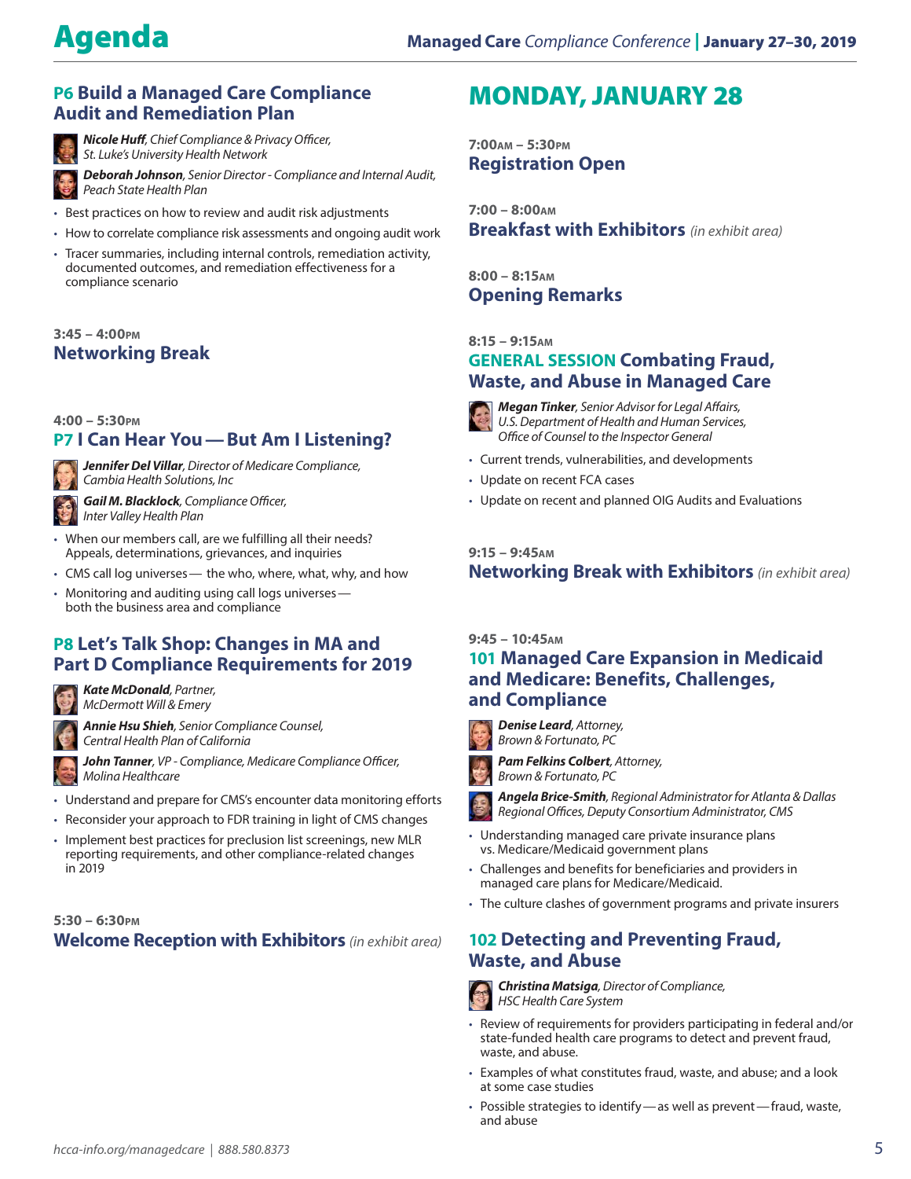# Agenda

## P6 Build a Managed Care Compliance Audit and Remediation Plan

***Nicole Huff****, Chief Compliance & Privacy Officer, St. Luke's University Health Network*

***Deborah Johnson****, Senior Director - Compliance and Internal Audit, Peach State Health Plan*

- Best practices on how to review and audit risk adjustments
- How to correlate compliance risk assessments and ongoing audit work
- Tracer summaries, including internal controls, remediation activity, documented outcomes, and remediation effectiveness for a compliance scenario

**3:45 – 4:00PM**

### Networking Break

**4:00 – 5:30PM**

## P7 I Can Hear You — But Am I Listening?

***Jennifer Del Villar****, Director of Medicare Compliance, Cambia Health Solutions, Inc*

***Gail M. Blacklock****, Compliance Officer, Inter Valley Health Plan*

- When our members call, are we fulfilling all their needs? Appeals, determinations, grievances, and inquiries
- CMS call log universes — the who, where, what, why, and how
- Monitoring and auditing using call logs universes — both the business area and compliance

## P8 Let's Talk Shop: Changes in MA and Part D Compliance Requirements for 2019

***Kate McDonald****, Partner, McDermott Will & Emery*

***Annie Hsu Shieh****, Senior Compliance Counsel, Central Health Plan of California*

***John Tanner****, VP - Compliance, Medicare Compliance Officer, Molina Healthcare*

- Understand and prepare for CMS's encounter data monitoring efforts
- Reconsider your approach to FDR training in light of CMS changes
- Implement best practices for preclusion list screenings, new MLR reporting requirements, and other compliance-related changes in 2019

**5:30 – 6:30PM**

### Welcome Reception with Exhibitors *(in exhibit area)*

# MONDAY, JANUARY 28

**7:00AM – 5:30PM**

### Registration Open

**7:00 – 8:00AM**

### Breakfast with Exhibitors *(in exhibit area)*

**8:00 – 8:15AM**

### Opening Remarks

**8:15 – 9:15AM**

## GENERAL SESSION Combating Fraud, Waste, and Abuse in Managed Care

***Megan Tinker****, Senior Advisor for Legal Affairs, U.S. Department of Health and Human Services, Office of Counsel to the Inspector General*

- Current trends, vulnerabilities, and developments
- Update on recent FCA cases
- Update on recent and planned OIG Audits and Evaluations

**9:15 – 9:45AM**

### Networking Break with Exhibitors *(in exhibit area)*

**9:45 – 10:45AM**

## 101 Managed Care Expansion in Medicaid and Medicare: Benefits, Challenges, and Compliance

***Denise Leard****, Attorney, Brown & Fortunato, PC*

***Pam Felkins Colbert****, Attorney, Brown & Fortunato, PC*

***Angela Brice-Smith****, Regional Administrator for Atlanta & Dallas Regional Offices, Deputy Consortium Administrator, CMS*

- Understanding managed care private insurance plans vs. Medicare/Medicaid government plans
- Challenges and benefits for beneficiaries and providers in managed care plans for Medicare/Medicaid.
- The culture clashes of government programs and private insurers

## 102 Detecting and Preventing Fraud, Waste, and Abuse

***Christina Matsiga****, Director of Compliance, HSC Health Care System*

- Review of requirements for providers participating in federal and/or state-funded health care programs to detect and prevent fraud, waste, and abuse.
- Examples of what constitutes fraud, waste, and abuse; and a look at some case studies
- Possible strategies to identify — as well as prevent — fraud, waste, and abuse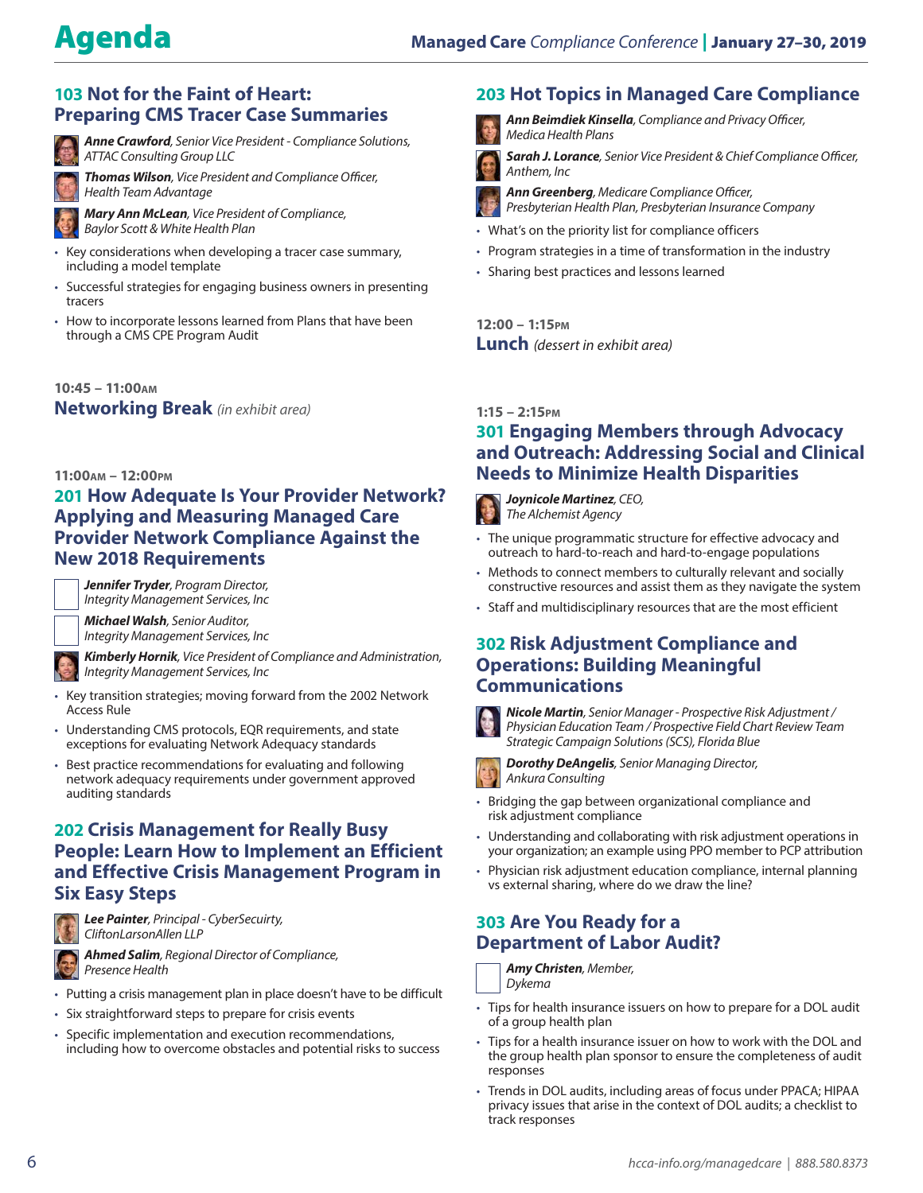# Agenda

## 103 Not for the Faint of Heart: Preparing CMS Tracer Case Summaries

***Anne Crawford***, *Senior Vice President - Compliance Solutions, ATTAC Consulting Group LLC*

***Thomas Wilson***, *Vice President and Compliance Officer, Health Team Advantage*

***Mary Ann McLean***, *Vice President of Compliance, Baylor Scott & White Health Plan*

- Key considerations when developing a tracer case summary, including a model template
- Successful strategies for engaging business owners in presenting tracers
- How to incorporate lessons learned from Plans that have been through a CMS CPE Program Audit

**10:45 – 11:00AM**

## Networking Break *(in exhibit area)*

**11:00AM – 12:00PM**

## 201 How Adequate Is Your Provider Network? Applying and Measuring Managed Care Provider Network Compliance Against the New 2018 Requirements

***Jennifer Tryder***, *Program Director, Integrity Management Services, Inc*

***Michael Walsh***, *Senior Auditor, Integrity Management Services, Inc*

***Kimberly Hornik***, *Vice President of Compliance and Administration, Integrity Management Services, Inc*

- Key transition strategies; moving forward from the 2002 Network Access Rule
- Understanding CMS protocols, EQR requirements, and state exceptions for evaluating Network Adequacy standards
- Best practice recommendations for evaluating and following network adequacy requirements under government approved auditing standards

## 202 Crisis Management for Really Busy People: Learn How to Implement an Efficient and Effective Crisis Management Program in Six Easy Steps

***Lee Painter***, *Principal - CyberSecuirty, CliftonLarsonAllen LLP*

***Ahmed Salim***, *Regional Director of Compliance, Presence Health*

- Putting a crisis management plan in place doesn't have to be difficult
- Six straightforward steps to prepare for crisis events
- Specific implementation and execution recommendations, including how to overcome obstacles and potential risks to success

## 203 Hot Topics in Managed Care Compliance

***Ann Beimdiek Kinsella***, *Compliance and Privacy Officer, Medica Health Plans*

***Sarah J. Lorance***, *Senior Vice President & Chief Compliance Officer, Anthem, Inc*

***Ann Greenberg***, *Medicare Compliance Officer, Presbyterian Health Plan, Presbyterian Insurance Company*

- What's on the priority list for compliance officers
- Program strategies in a time of transformation in the industry
- Sharing best practices and lessons learned

**12:00 – 1:15PM**

## Lunch *(dessert in exhibit area)*

**1:15 – 2:15PM**

## 301 Engaging Members through Advocacy and Outreach: Addressing Social and Clinical Needs to Minimize Health Disparities

***Joynicole Martinez***, *CEO, The Alchemist Agency*

- The unique programmatic structure for effective advocacy and outreach to hard-to-reach and hard-to-engage populations
- Methods to connect members to culturally relevant and socially constructive resources and assist them as they navigate the system
- Staff and multidisciplinary resources that are the most efficient

## 302 Risk Adjustment Compliance and Operations: Building Meaningful Communications

***Nicole Martin***, *Senior Manager - Prospective Risk Adjustment / Physician Education Team / Prospective Field Chart Review Team Strategic Campaign Solutions (SCS), Florida Blue*

***Dorothy DeAngelis***, *Senior Managing Director, Ankura Consulting*

- Bridging the gap between organizational compliance and risk adjustment compliance
- Understanding and collaborating with risk adjustment operations in your organization; an example using PPO member to PCP attribution
- Physician risk adjustment education compliance, internal planning vs external sharing, where do we draw the line?

## 303 Are You Ready for a Department of Labor Audit?

***Amy Christen***, *Member, Dykema*

- Tips for health insurance issuers on how to prepare for a DOL audit of a group health plan
- Tips for a health insurance issuer on how to work with the DOL and the group health plan sponsor to ensure the completeness of audit responses
- Trends in DOL audits, including areas of focus under PPACA; HIPAA privacy issues that arise in the context of DOL audits; a checklist to track responses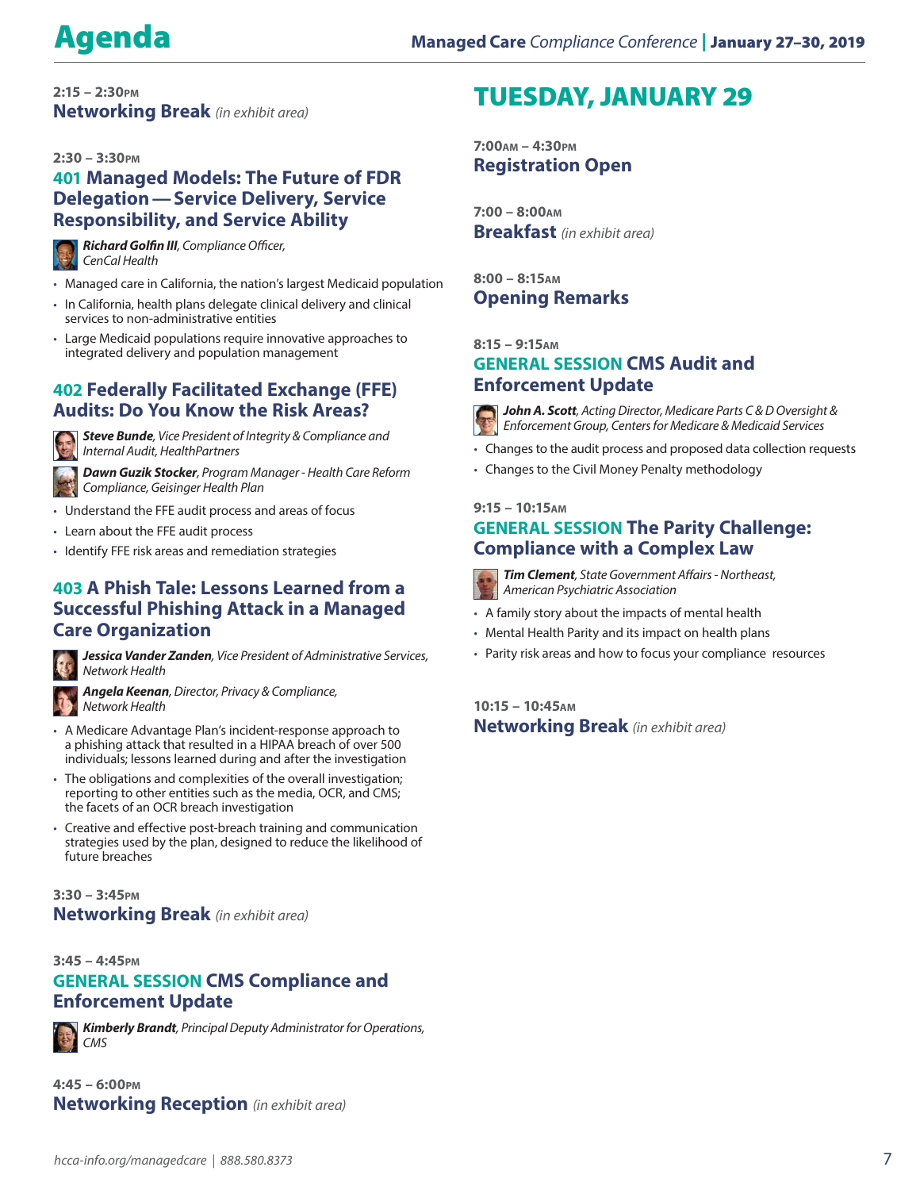# Agenda

**2:15 – 2:30PM**
**Networking Break** *(in exhibit area)*

**2:30 – 3:30PM**

### 401 Managed Models: The Future of FDR Delegation — Service Delivery, Service Responsibility, and Service Ability

***Richard Golfin III***, *Compliance Officer, CenCal Health*

- Managed care in California, the nation's largest Medicaid population
- In California, health plans delegate clinical delivery and clinical services to non-administrative entities
- Large Medicaid populations require innovative approaches to integrated delivery and population management

### 402 Federally Facilitated Exchange (FFE) Audits: Do You Know the Risk Areas?

***Steve Bunde***, *Vice President of Integrity & Compliance and Internal Audit, HealthPartners*

***Dawn Guzik Stocker***, *Program Manager - Health Care Reform Compliance, Geisinger Health Plan*

- Understand the FFE audit process and areas of focus
- Learn about the FFE audit process
- Identify FFE risk areas and remediation strategies

### 403 A Phish Tale: Lessons Learned from a Successful Phishing Attack in a Managed Care Organization

***Jessica Vander Zanden***, *Vice President of Administrative Services, Network Health*

***Angela Keenan***, *Director, Privacy & Compliance, Network Health*

- A Medicare Advantage Plan's incident-response approach to a phishing attack that resulted in a HIPAA breach of over 500 individuals; lessons learned during and after the investigation
- The obligations and complexities of the overall investigation; reporting to other entities such as the media, OCR, and CMS; the facets of an OCR breach investigation
- Creative and effective post-breach training and communication strategies used by the plan, designed to reduce the likelihood of future breaches

**3:30 – 3:45PM**
**Networking Break** *(in exhibit area)*

**3:45 – 4:45PM**

### GENERAL SESSION CMS Compliance and Enforcement Update

***Kimberly Brandt***, *Principal Deputy Administrator for Operations, CMS*

**4:45 – 6:00PM**
**Networking Reception** *(in exhibit area)*

## TUESDAY, JANUARY 29

**7:00AM – 4:30PM**
**Registration Open**

**7:00 – 8:00AM**
**Breakfast** *(in exhibit area)*

**8:00 – 8:15AM**
**Opening Remarks**

**8:15 – 9:15AM**

### GENERAL SESSION CMS Audit and Enforcement Update

***John A. Scott***, *Acting Director, Medicare Parts C & D Oversight & Enforcement Group, Centers for Medicare & Medicaid Services*

- Changes to the audit process and proposed data collection requests
- Changes to the Civil Money Penalty methodology

**9:15 – 10:15AM**

### GENERAL SESSION The Parity Challenge: Compliance with a Complex Law

***Tim Clement***, *State Government Affairs - Northeast, American Psychiatric Association*

- A family story about the impacts of mental health
- Mental Health Parity and its impact on health plans
- Parity risk areas and how to focus your compliance resources

**10:15 – 10:45AM**
**Networking Break** *(in exhibit area)*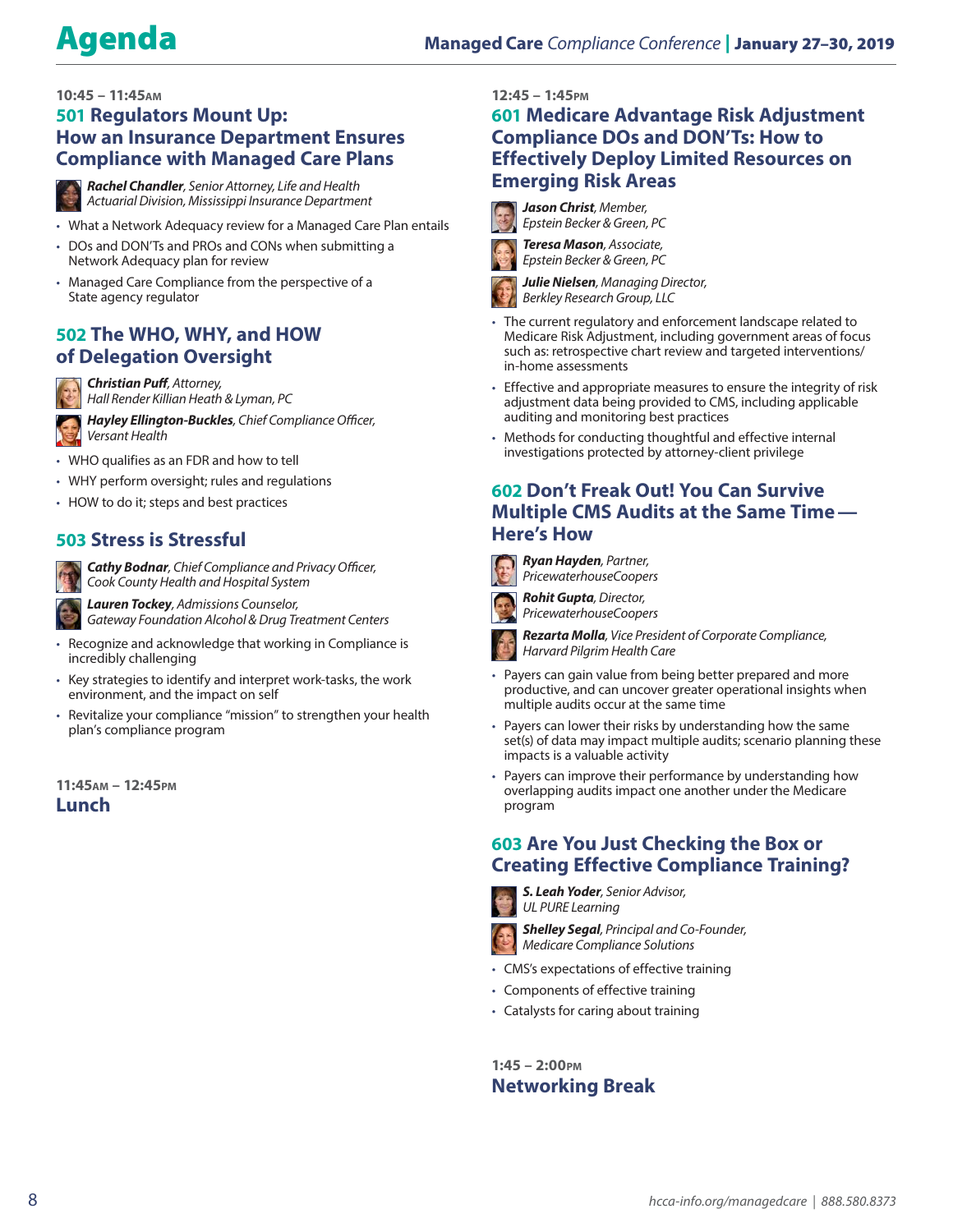# Agenda

**10:45 – 11:45AM**

## 501 Regulators Mount Up: How an Insurance Department Ensures Compliance with Managed Care Plans

***Rachel Chandler***, *Senior Attorney, Life and Health Actuarial Division, Mississippi Insurance Department*

- What a Network Adequacy review for a Managed Care Plan entails
- DOs and DON'Ts and PROs and CONs when submitting a Network Adequacy plan for review
- Managed Care Compliance from the perspective of a State agency regulator

## 502 The WHO, WHY, and HOW of Delegation Oversight

***Christian Puff***, *Attorney, Hall Render Killian Heath & Lyman, PC*

***Hayley Ellington-Buckles***, *Chief Compliance Officer, Versant Health*

- WHO qualifies as an FDR and how to tell
- WHY perform oversight; rules and regulations
- HOW to do it; steps and best practices

## 503 Stress is Stressful

***Cathy Bodnar***, *Chief Compliance and Privacy Officer, Cook County Health and Hospital System*

***Lauren Tockey***, *Admissions Counselor, Gateway Foundation Alcohol & Drug Treatment Centers*

- Recognize and acknowledge that working in Compliance is incredibly challenging
- Key strategies to identify and interpret work-tasks, the work environment, and the impact on self
- Revitalize your compliance "mission" to strengthen your health plan's compliance program

**11:45AM – 12:45PM**

## Lunch

**12:45 – 1:45PM**

## 601 Medicare Advantage Risk Adjustment Compliance DOs and DON'Ts: How to Effectively Deploy Limited Resources on Emerging Risk Areas

***Jason Christ***, *Member, Epstein Becker & Green, PC*

***Teresa Mason***, *Associate, Epstein Becker & Green, PC*

***Julie Nielsen***, *Managing Director, Berkley Research Group, LLC*

- The current regulatory and enforcement landscape related to Medicare Risk Adjustment, including government areas of focus such as: retrospective chart review and targeted interventions/in-home assessments
- Effective and appropriate measures to ensure the integrity of risk adjustment data being provided to CMS, including applicable auditing and monitoring best practices
- Methods for conducting thoughtful and effective internal investigations protected by attorney-client privilege

## 602 Don't Freak Out! You Can Survive Multiple CMS Audits at the Same Time— Here's How

***Ryan Hayden***, *Partner, PricewaterhouseCoopers*

***Rohit Gupta***, *Director, PricewaterhouseCoopers*

***Rezarta Molla***, *Vice President of Corporate Compliance, Harvard Pilgrim Health Care*

- Payers can gain value from being better prepared and more productive, and can uncover greater operational insights when multiple audits occur at the same time
- Payers can lower their risks by understanding how the same set(s) of data may impact multiple audits; scenario planning these impacts is a valuable activity
- Payers can improve their performance by understanding how overlapping audits impact one another under the Medicare program

## 603 Are You Just Checking the Box or Creating Effective Compliance Training?

***S. Leah Yoder***, *Senior Advisor, UL PURE Learning*

***Shelley Segal***, *Principal and Co-Founder, Medicare Compliance Solutions*

- CMS's expectations of effective training
- Components of effective training
- Catalysts for caring about training

**1:45 – 2:00PM**

## Networking Break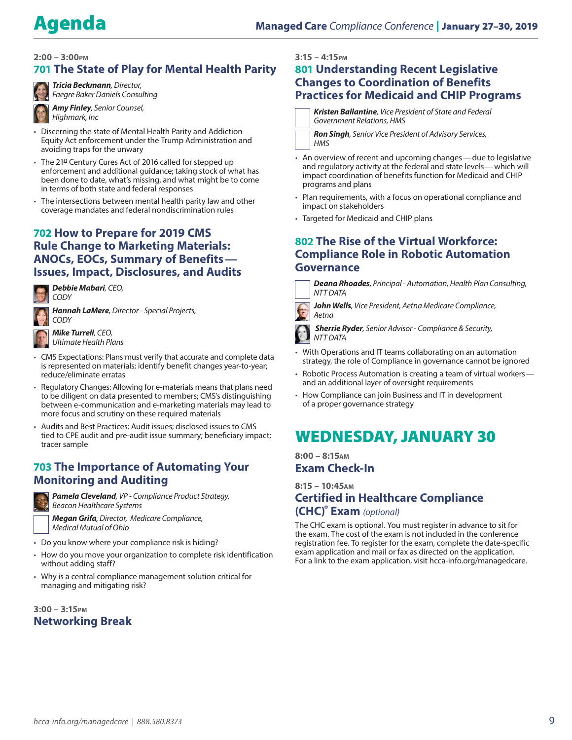## 2:00 – 3:00PM

### 701 The State of Play for Mental Health Parity

***Tricia Beckmann**, Director, Faegre Baker Daniels Consulting*

***Amy Finley**, Senior Counsel, Highmark, Inc*

- Discerning the state of Mental Health Parity and Addiction Equity Act enforcement under the Trump Administration and avoiding traps for the unwary
- The 21st Century Cures Act of 2016 called for stepped up enforcement and additional guidance; taking stock of what has been done to date, what's missing, and what might be to come in terms of both state and federal responses
- The intersections between mental health parity law and other coverage mandates and federal nondiscrimination rules

### 702 How to Prepare for 2019 CMS Rule Change to Marketing Materials: ANOCs, EOCs, Summary of Benefits — Issues, Impact, Disclosures, and Audits

***Debbie Mabari**, CEO, CODY*

***Hannah LaMere**, Director - Special Projects, CODY*

***Mike Turrell**, CEO, Ultimate Health Plans*

- CMS Expectations: Plans must verify that accurate and complete data is represented on materials; identify benefit changes year-to-year; reduce/eliminate erratas
- Regulatory Changes: Allowing for e-materials means that plans need to be diligent on data presented to members; CMS's distinguishing between e-communication and e-marketing materials may lead to more focus and scrutiny on these required materials
- Audits and Best Practices: Audit issues; disclosed issues to CMS tied to CPE audit and pre-audit issue summary; beneficiary impact; tracer sample

### 703 The Importance of Automating Your Monitoring and Auditing

***Pamela Cleveland**, VP - Compliance Product Strategy, Beacon Healthcare Systems*

***Megan Grifa**, Director, Medicare Compliance, Medical Mutual of Ohio*

- Do you know where your compliance risk is hiding?
- How do you move your organization to complete risk identification without adding staff?
- Why is a central compliance management solution critical for managing and mitigating risk?

## 3:00 – 3:15PM

### Networking Break

## 3:15 – 4:15PM

### 801 Understanding Recent Legislative Changes to Coordination of Benefits Practices for Medicaid and CHIP Programs

***Kristen Ballantine**, Vice President of State and Federal Government Relations, HMS*

***Ron Singh**, Senior Vice President of Advisory Services, HMS*

- An overview of recent and upcoming changes — due to legislative and regulatory activity at the federal and state levels — which will impact coordination of benefits function for Medicaid and CHIP programs and plans
- Plan requirements, with a focus on operational compliance and impact on stakeholders
- Targeted for Medicaid and CHIP plans

### 802 The Rise of the Virtual Workforce: Compliance Role in Robotic Automation Governance

***Deana Rhoades**, Principal - Automation, Health Plan Consulting, NTT DATA*

***John Wells**, Vice President, Aetna Medicare Compliance, Aetna*

***Sherrie Ryder**, Senior Advisor - Compliance & Security, NTT DATA*

- With Operations and IT teams collaborating on an automation strategy, the role of Compliance in governance cannot be ignored
- Robotic Process Automation is creating a team of virtual workers — and an additional layer of oversight requirements
- How Compliance can join Business and IT in development of a proper governance strategy

# WEDNESDAY, JANUARY 30

## 8:00 – 8:15AM

### Exam Check-In

## 8:15 – 10:45AM

### Certified in Healthcare Compliance (CHC)® Exam *(optional)*

The CHC exam is optional. You must register in advance to sit for the exam. The cost of the exam is not included in the conference registration fee. To register for the exam, complete the date-specific exam application and mail or fax as directed on the application. For a link to the exam application, visit hcca-info.org/managedcare.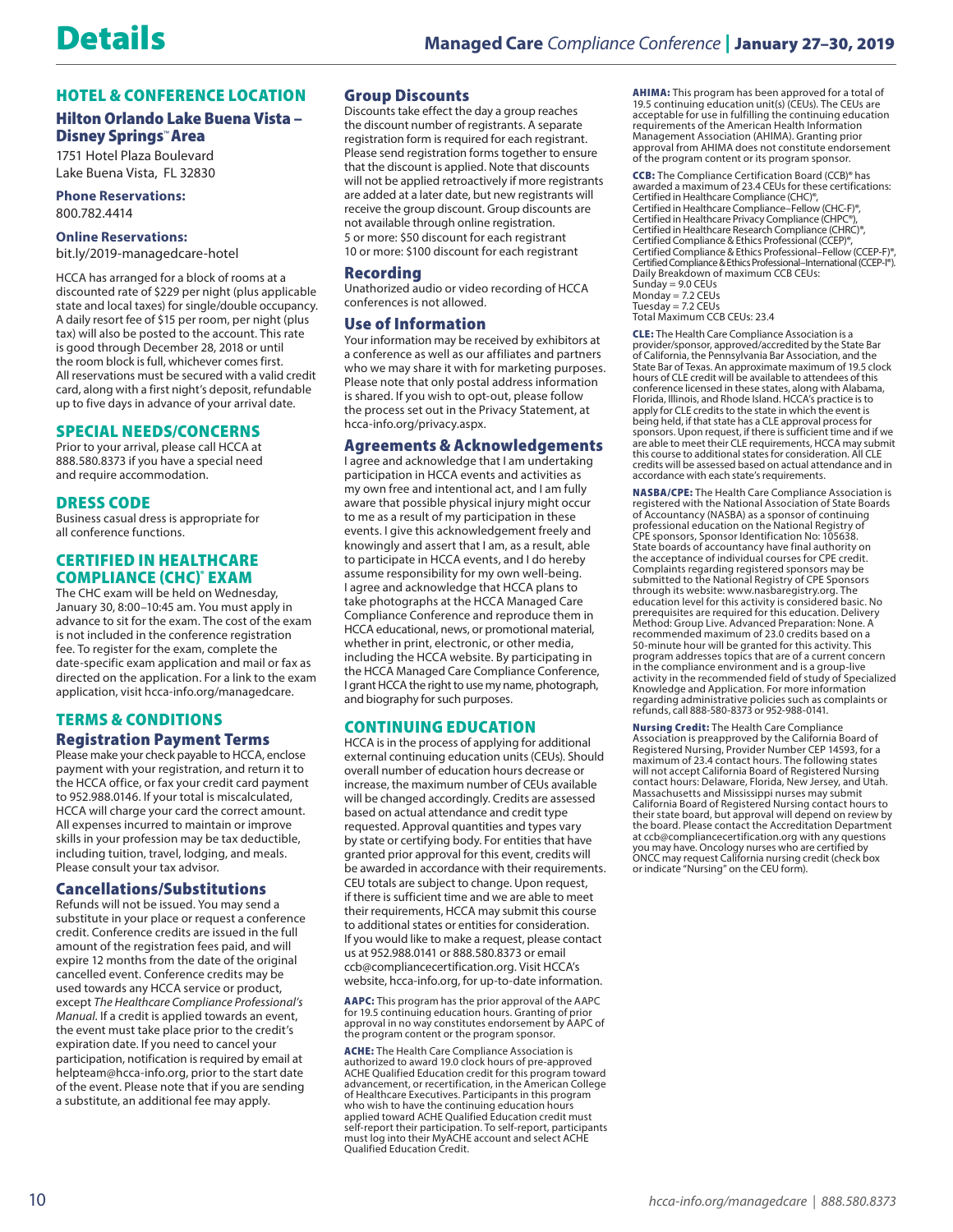# Details

## HOTEL & CONFERENCE LOCATION

### Hilton Orlando Lake Buena Vista – Disney Springs™ Area

1751 Hotel Plaza Boulevard
Lake Buena Vista, FL 32830

**Phone Reservations:**
800.782.4414

**Online Reservations:**
bit.ly/2019-managedcare-hotel

HCCA has arranged for a block of rooms at a discounted rate of $229 per night (plus applicable state and local taxes) for single/double occupancy. A daily resort fee of $15 per room, per night (plus tax) will also be posted to the account. This rate is good through December 28, 2018 or until the room block is full, whichever comes first. All reservations must be secured with a valid credit card, along with a first night's deposit, refundable up to five days in advance of your arrival date.

## SPECIAL NEEDS/CONCERNS

Prior to your arrival, please call HCCA at 888.580.8373 if you have a special need and require accommodation.

## DRESS CODE

Business casual dress is appropriate for all conference functions.

## CERTIFIED IN HEALTHCARE COMPLIANCE (CHC)® EXAM

The CHC exam will be held on Wednesday, January 30, 8:00–10:45 am. You must apply in advance to sit for the exam. The cost of the exam is not included in the conference registration fee. To register for the exam, complete the date-specific exam application and mail or fax as directed on the application. For a link to the exam application, visit hcca-info.org/managedcare.

## TERMS & CONDITIONS

### Registration Payment Terms

Please make your check payable to HCCA, enclose payment with your registration, and return it to the HCCA office, or fax your credit card payment to 952.988.0146. If your total is miscalculated, HCCA will charge your card the correct amount. All expenses incurred to maintain or improve skills in your profession may be tax deductible, including tuition, travel, lodging, and meals. Please consult your tax advisor.

### Cancellations/Substitutions

Refunds will not be issued. You may send a substitute in your place or request a conference credit. Conference credits are issued in the full amount of the registration fees paid, and will expire 12 months from the date of the original cancelled event. Conference credits may be used towards any HCCA service or product, except *The Healthcare Compliance Professional's Manual.* If a credit is applied towards an event, the event must take place prior to the credit's expiration date. If you need to cancel your participation, notification is required by email at helpteam@hcca-info.org, prior to the start date of the event. Please note that if you are sending a substitute, an additional fee may apply.

### Group Discounts

Discounts take effect the day a group reaches the discount number of registrants. A separate registration form is required for each registrant. Please send registration forms together to ensure that the discount is applied. Note that discounts will not be applied retroactively if more registrants are added at a later date, but new registrants will receive the group discount. Group discounts are not available through online registration.
5 or more: $50 discount for each registrant
10 or more: $100 discount for each registrant

### Recording

Unathorized audio or video recording of HCCA conferences is not allowed.

### Use of Information

Your information may be received by exhibitors at a conference as well as our affiliates and partners who we may share it with for marketing purposes. Please note that only postal address information is shared. If you wish to opt-out, please follow the process set out in the Privacy Statement, at hcca-info.org/privacy.aspx.

### Agreements & Acknowledgements

I agree and acknowledge that I am undertaking participation in HCCA events and activities as my own free and intentional act, and I am fully aware that possible physical injury might occur to me as a result of my participation in these events. I give this acknowledgement freely and knowingly and assert that I am, as a result, able to participate in HCCA events, and I do hereby assume responsibility for my own well-being. I agree and acknowledge that HCCA plans to take photographs at the HCCA Managed Care Compliance Conference and reproduce them in HCCA educational, news, or promotional material, whether in print, electronic, or other media, including the HCCA website. By participating in the HCCA Managed Care Compliance Conference, I grant HCCA the right to use my name, photograph, and biography for such purposes.

## CONTINUING EDUCATION

HCCA is in the process of applying for additional external continuing education units (CEUs). Should overall number of education hours decrease or increase, the maximum number of CEUs available will be changed accordingly. Credits are assessed based on actual attendance and credit type requested. Approval quantities and types vary by state or certifying body. For entities that have granted prior approval for this event, credits will be awarded in accordance with their requirements. CEU totals are subject to change. Upon request, if there is sufficient time and we are able to meet their requirements, HCCA may submit this course to additional states or entities for consideration. If you would like to make a request, please contact us at 952.988.0141 or 888.580.8373 or email ccb@compliancecertification.org. Visit HCCA's website, hcca-info.org, for up-to-date information.

**AAPC:** This program has the prior approval of the AAPC for 19.5 continuing education hours. Granting of prior approval in no way constitutes endorsement by AAPC of the program content or the program sponsor.

**ACHE:** The Health Care Compliance Association is authorized to award 19.0 clock hours of pre-approved ACHE Qualified Education credit for this program toward advancement, or recertification, in the American College of Healthcare Executives. Participants in this program who wish to have the continuing education hours applied toward ACHE Qualified Education credit must self-report their participation. To self-report, participants must log into their MyACHE account and select ACHE Qualified Education Credit.

**AHIMA:** This program has been approved for a total of 19.5 continuing education unit(s) (CEUs). The CEUs are acceptable for use in fulfilling the continuing education requirements of the American Health Information Management Association (AHIMA). Granting prior approval from AHIMA does not constitute endorsement of the program content or its program sponsor.

**CCB:** The Compliance Certification Board (CCB)® has awarded a maximum of 23.4 CEUs for these certifications: Certified in Healthcare Compliance (CHC)®, Certified in Healthcare Compliance–Fellow (CHC-F)®, Certified in Healthcare Privacy Compliance (CHPC®), Certified in Healthcare Research Compliance (CHRC)®, Certified Compliance & Ethics Professional (CCEP)®, Certified Compliance & Ethics Professional–Fellow (CCEP-F)®, Certified Compliance & Ethics Professional–International (CCEP-I®).
Daily Breakdown of maximum CCB CEUs:
Sunday = 9.0 CEUs
Monday = 7.2 CEUs
Tuesday = 7.2 CEUs
Total Maximum CCB CEUs: 23.4

**CLE:** The Health Care Compliance Association is a provider/sponsor, approved/accredited by the State Bar of California, the Pennsylvania Bar Association, and the State Bar of Texas. An approximate maximum of 19.5 clock hours of CLE credit will be available to attendees of this conference licensed in these states, along with Alabama, Florida, Illinois, and Rhode Island. HCCA's practice is to apply for CLE credits to the state in which the event is being held, if that state has a CLE approval process for sponsors. Upon request, if there is sufficient time and if we are able to meet their CLE requirements, HCCA may submit this course to additional states for consideration. All CLE credits will be assessed based on actual attendance and in accordance with each state's requirements.

**NASBA/CPE:** The Health Care Compliance Association is registered with the National Association of State Boards of Accountancy (NASBA) as a sponsor of continuing professional education on the National Registry of CPE sponsors, Sponsor Identification No: 105638. State boards of accountancy have final authority on the acceptance of individual courses for CPE credit. Complaints regarding registered sponsors may be submitted to the National Registry of CPE Sponsors through its website: www.nasbaregistry.org. The education level for this activity is considered basic. No prerequisites are required for this education. Delivery Method: Group Live. Advanced Preparation: None. A recommended maximum of 23.0 credits based on a 50-minute hour will be granted for this activity. This program addresses topics that are of a current concern in the compliance environment and is a group-live activity in the recommended field of study of Specialized Knowledge and Application. For more information regarding administrative policies such as complaints or refunds, call 888-580-8373 or 952-988-0141.

**Nursing Credit:** The Health Care Compliance Association is preapproved by the California Board of Registered Nursing, Provider Number CEP 14593, for a maximum of 23.4 contact hours. The following states will not accept California Board of Registered Nursing contact hours: Delaware, Florida, New Jersey, and Utah. Massachusetts and Mississippi nurses may submit California Board of Registered Nursing contact hours to their state board, but approval will depend on review by the board. Please contact the Accreditation Department at ccb@compliancecertification.org with any questions you may have. Oncology nurses who are certified by ONCC may request California nursing credit (check box or indicate "Nursing" on the CEU form).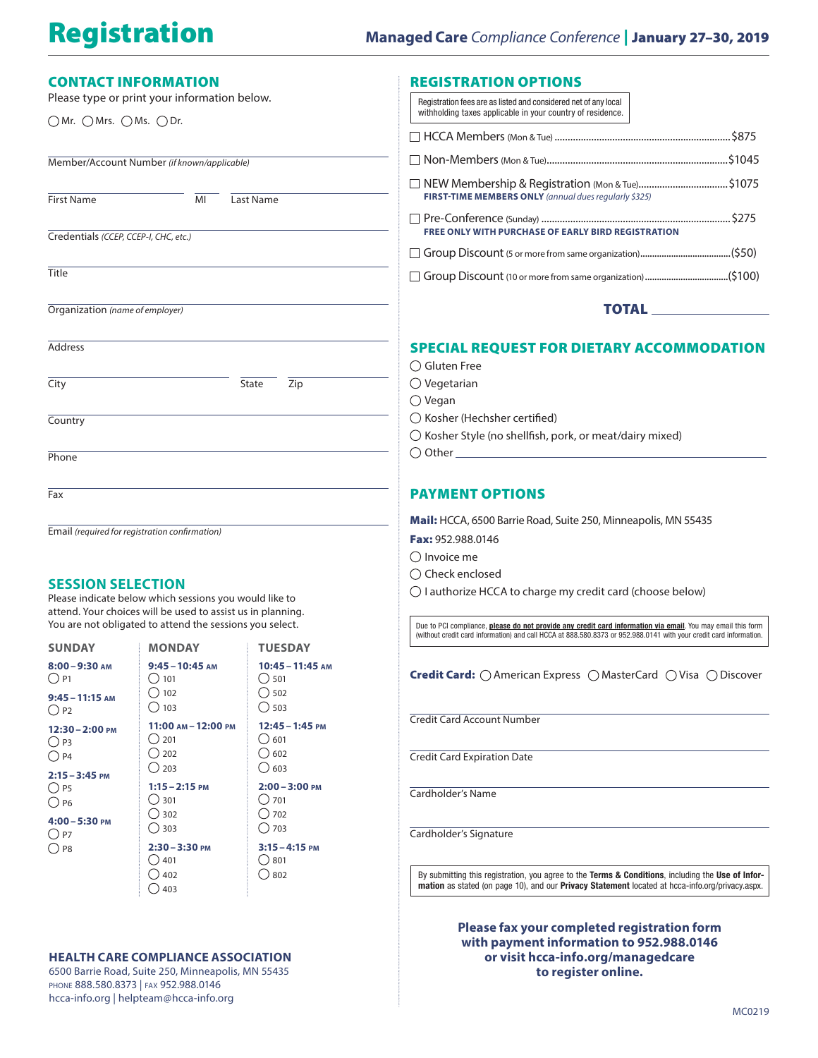# Registration

**Managed Care** *Compliance Conference* | **January 27–30, 2019**

## CONTACT INFORMATION

Please type or print your information below.

◯ Mr. ◯ Mrs. ◯ Ms. ◯ Dr.

Member/Account Number *(if known/applicable)*

First Name | MI | Last Name

Credentials *(CCEP, CCEP-I, CHC, etc.)*

Title

Organization *(name of employer)*

Address

City | State | Zip

Country

Phone

Fax

Email *(required for registration confirmation)*

## SESSION SELECTION

Please indicate below which sessions you would like to attend. Your choices will be used to assist us in planning. You are not obligated to attend the sessions you select.

| SUNDAY | MONDAY | TUESDAY |
|---|---|---|
| **8:00 – 9:30 AM** ◯ P1 | **9:45 – 10:45 AM** ◯ 101 ◯ 102 ◯ 103 | **10:45 – 11:45 AM** ◯ 501 ◯ 502 ◯ 503 |
| **9:45 – 11:15 AM** ◯ P2 | **11:00 AM – 12:00 PM** ◯ 201 ◯ 202 ◯ 203 | **12:45 – 1:45 PM** ◯ 601 ◯ 602 ◯ 603 |
| **12:30 – 2:00 PM** ◯ P3 ◯ P4 | **1:15 – 2:15 PM** ◯ 301 ◯ 302 ◯ 303 | **2:00 – 3:00 PM** ◯ 701 ◯ 702 ◯ 703 |
| **2:15 – 3:45 PM** ◯ P5 ◯ P6 | **2:30 – 3:30 PM** ◯ 401 ◯ 402 ◯ 403 | **3:15 – 4:15 PM** ◯ 801 ◯ 802 |
| **4:00 – 5:30 PM** ◯ P7 ◯ P8 | | |

**HEALTH CARE COMPLIANCE ASSOCIATION**

6500 Barrie Road, Suite 250, Minneapolis, MN 55435

PHONE 888.580.8373 | FAX 952.988.0146

hcca-info.org | helpteam@hcca-info.org

## REGISTRATION OPTIONS

Registration fees are as listed and considered net of any local withholding taxes applicable in your country of residence.

- ☐ HCCA Members (Mon & Tue) .......... $875
- ☐ Non-Members (Mon & Tue) .......... $1045
- ☐ NEW Membership & Registration (Mon & Tue) .......... $1075
  **FIRST-TIME MEMBERS ONLY** *(annual dues regularly $325)*
- ☐ Pre-Conference (Sunday) .......... $275
  **FREE ONLY WITH PURCHASE OF EARLY BIRD REGISTRATION**
- ☐ Group Discount (5 or more from same organization) .......... ($50)
- ☐ Group Discount (10 or more from same organization) .......... ($100)

**TOTAL** ________________

## SPECIAL REQUEST FOR DIETARY ACCOMMODATION

◯ Gluten Free

◯ Vegetarian

◯ Vegan

◯ Kosher (Hechsher certified)

◯ Kosher Style (no shellfish, pork, or meat/dairy mixed)

◯ Other ________________

## PAYMENT OPTIONS

**Mail:** HCCA, 6500 Barrie Road, Suite 250, Minneapolis, MN 55435

**Fax:** 952.988.0146

◯ Invoice me

◯ Check enclosed

◯ I authorize HCCA to charge my credit card (choose below)

Due to PCI compliance, **please do not provide any credit card information via email**. You may email this form (without credit card information) and call HCCA at 888.580.8373 or 952.988.0141 with your credit card information.

**Credit Card:** ◯ American Express ◯ MasterCard ◯ Visa ◯ Discover

Credit Card Account Number

Credit Card Expiration Date

Cardholder's Name

Cardholder's Signature

By submitting this registration, you agree to the **Terms & Conditions**, including the **Use of Information** as stated (on page 10), and our **Privacy Statement** located at hcca-info.org/privacy.aspx.

**Please fax your completed registration form with payment information to 952.988.0146 or visit hcca-info.org/managedcare to register online.**

MC0219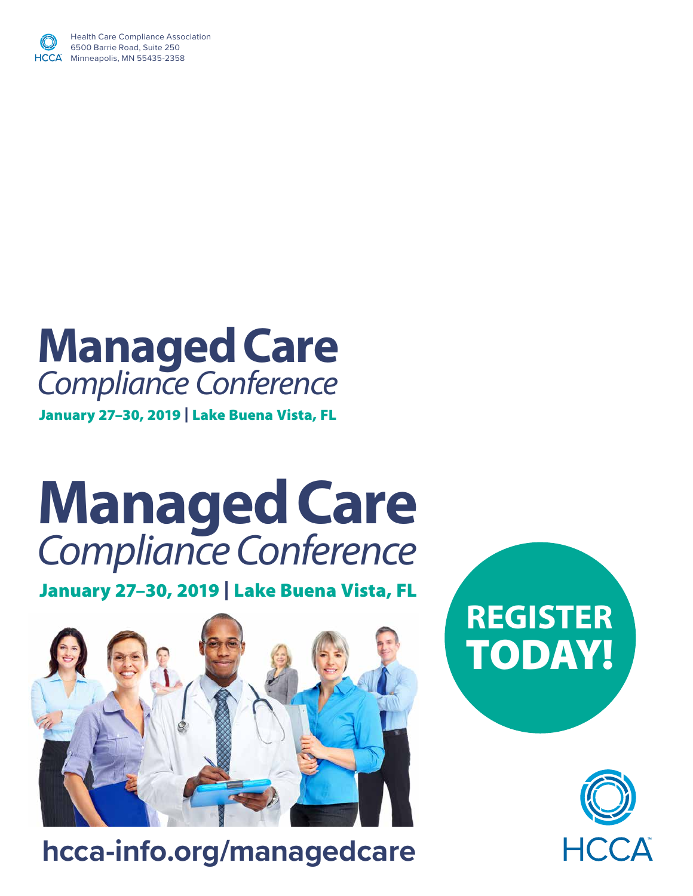Health Care Compliance Association
6500 Barrie Road, Suite 250
Minneapolis, MN 55435-2358

# Managed Care
*Compliance Conference*

**January 27–30, 2019 | Lake Buena Vista, FL**

# Managed Care
*Compliance Conference*

**January 27–30, 2019 | Lake Buena Vista, FL**

**REGISTER TODAY!**

**hcca-info.org/managedcare**

HCCA